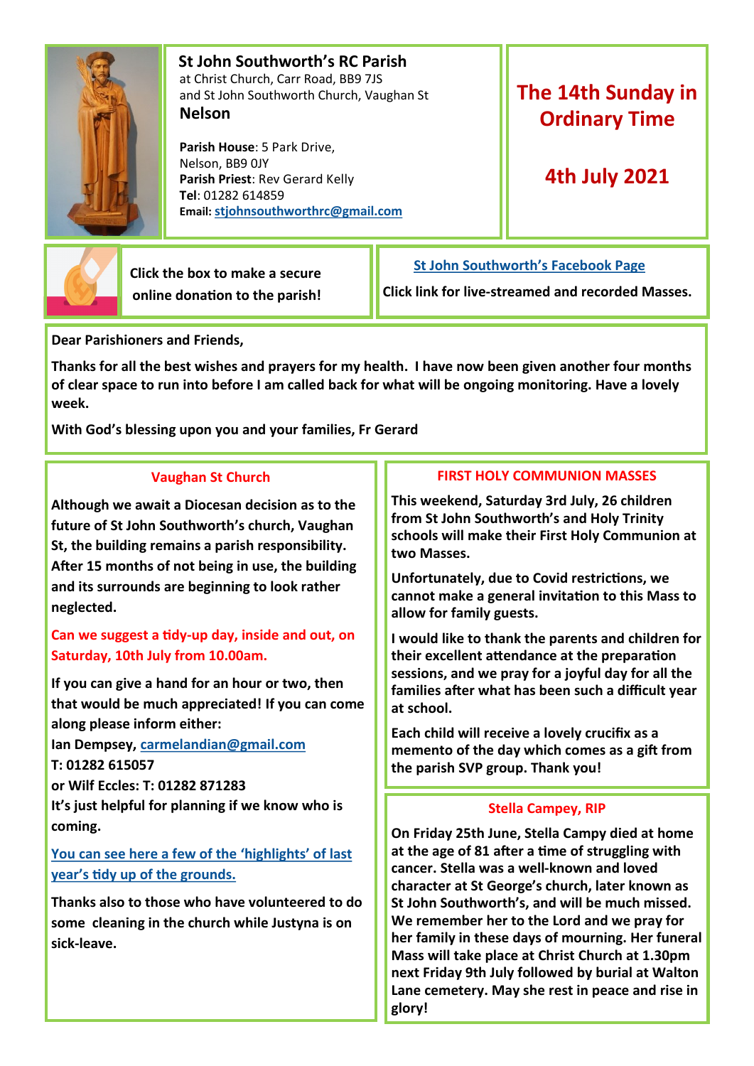**St John Southworth's RC Parish**
at Christ Church, Carr Road, BB9 7JS
and St John Southworth Church, Vaughan St
**Nelson**

**Parish House**: 5 Park Drive, Nelson, BB9 0JY
**Parish Priest**: Rev Gerard Kelly
**Tel**: 01282 614859
**Email:** stjohnsouthworthrc@gmail.com

# The 14th Sunday in Ordinary Time

## 4th July 2021

Click the box to make a secure online donation to the parish!

St John Southworth's Facebook Page

Click link for live-streamed and recorded Masses.

**Dear Parishioners and Friends,**

**Thanks for all the best wishes and prayers for my health. I have now been given another four months of clear space to run into before I am called back for what will be ongoing monitoring. Have a lovely week.**

**With God's blessing upon you and your families, Fr Gerard**

### Vaughan St Church

**Although we await a Diocesan decision as to the future of St John Southworth's church, Vaughan St, the building remains a parish responsibility. After 15 months of not being in use, the building and its surrounds are beginning to look rather neglected.**

**Can we suggest a tidy-up day, inside and out, on Saturday, 10th July from 10.00am.**

**If you can give a hand for an hour or two, then that would be much appreciated! If you can come along please inform either:**
**Ian Dempsey, carmelandian@gmail.com**
**T: 01282 615057**
**or Wilf Eccles: T: 01282 871283**
**It's just helpful for planning if we know who is coming.**

**You can see here a few of the 'highlights' of last year's tidy up of the grounds.**

**Thanks also to those who have volunteered to do some cleaning in the church while Justyna is on sick-leave.**

### FIRST HOLY COMMUNION MASSES

**This weekend, Saturday 3rd July, 26 children from St John Southworth's and Holy Trinity schools will make their First Holy Communion at two Masses.**

**Unfortunately, due to Covid restrictions, we cannot make a general invitation to this Mass to allow for family guests.**

**I would like to thank the parents and children for their excellent attendance at the preparation sessions, and we pray for a joyful day for all the families after what has been such a difficult year at school.**

**Each child will receive a lovely crucifix as a memento of the day which comes as a gift from the parish SVP group. Thank you!**

### Stella Campey, RIP

**On Friday 25th June, Stella Campy died at home at the age of 81 after a time of struggling with cancer. Stella was a well-known and loved character at St George's church, later known as St John Southworth's, and will be much missed. We remember her to the Lord and we pray for her family in these days of mourning. Her funeral Mass will take place at Christ Church at 1.30pm next Friday 9th July followed by burial at Walton Lane cemetery. May she rest in peace and rise in glory!**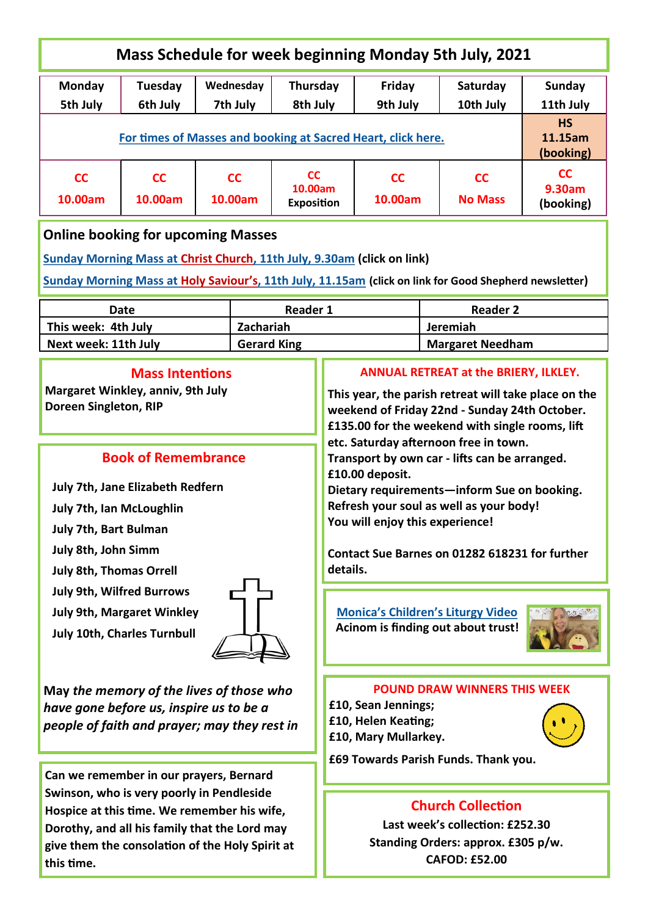## Mass Schedule for week beginning Monday 5th July, 2021

| Monday 5th July | Tuesday 6th July | Wednesday 7th July | Thursday 8th July | Friday 9th July | Saturday 10th July | Sunday 11th July |
|---|---|---|---|---|---|---|
| For times of Masses and booking at Sacred Heart, click here. | | | | | | HS 11.15am (booking) |
| CC 10.00am | CC 10.00am | CC 10.00am | CC 10.00am Exposition | CC 10.00am | CC No Mass | CC 9.30am (booking) |

### Online booking for upcoming Masses

Sunday Morning Mass at Christ Church, 11th July, 9.30am (click on link)

Sunday Morning Mass at Holy Saviour's, 11th July, 11.15am (click on link for Good Shepherd newsletter)

| Date | Reader 1 | Reader 2 |
|---|---|---|
| This week: 4th July | Zachariah | Jeremiah |
| Next week: 11th July | Gerard King | Margaret Needham |

### Mass Intentions

Margaret Winkley, anniv, 9th July
Doreen Singleton, RIP

### Book of Remembrance

July 7th, Jane Elizabeth Redfern
July 7th, Ian McLoughlin
July 7th, Bart Bulman
July 8th, John Simm
July 8th, Thomas Orrell
July 9th, Wilfred Burrows
July 9th, Margaret Winkley
July 10th, Charles Turnbull

May *the memory of the lives of those who have gone before us, inspire us to be a people of faith and prayer; may they rest in*

Can we remember in our prayers, Bernard Swinson, who is very poorly in Pendleside Hospice at this time. We remember his wife, Dorothy, and all his family that the Lord may give them the consolation of the Holy Spirit at this time.

### ANNUAL RETREAT at the BRIERY, ILKLEY.

This year, the parish retreat will take place on the weekend of Friday 22nd - Sunday 24th October. £135.00 for the weekend with single rooms, lift etc. Saturday afternoon free in town.
Transport by own car - lifts can be arranged.
£10.00 deposit.
Dietary requirements—inform Sue on booking.
Refresh your soul as well as your body!
You will enjoy this experience!

Contact Sue Barnes on 01282 618231 for further details.

Monica's Children's Liturgy Video
Acinom is finding out about trust!

### POUND DRAW WINNERS THIS WEEK

£10, Sean Jennings;
£10, Helen Keating;
£10, Mary Mullarkey.

£69 Towards Parish Funds. Thank you.

### Church Collection

Last week's collection: £252.30
Standing Orders: approx. £305 p/w.
CAFOD: £52.00